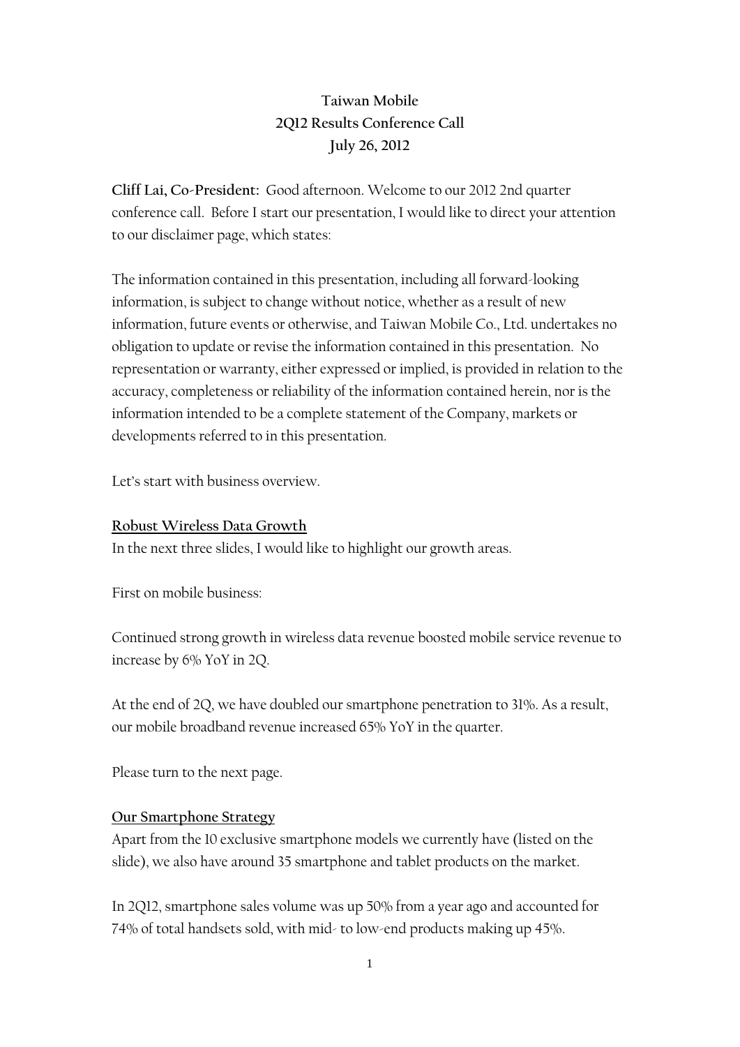# Taiwan Mobile
# 2Q12 Results Conference Call
# July 26, 2012

**Cliff Lai, Co-President:** Good afternoon. Welcome to our 2012 2nd quarter conference call. Before I start our presentation, I would like to direct your attention to our disclaimer page, which states:

The information contained in this presentation, including all forward-looking information, is subject to change without notice, whether as a result of new information, future events or otherwise, and Taiwan Mobile Co., Ltd. undertakes no obligation to update or revise the information contained in this presentation. No representation or warranty, either expressed or implied, is provided in relation to the accuracy, completeness or reliability of the information contained herein, nor is the information intended to be a complete statement of the Company, markets or developments referred to in this presentation.

Let's start with business overview.

## Robust Wireless Data Growth

In the next three slides, I would like to highlight our growth areas.

First on mobile business:

Continued strong growth in wireless data revenue boosted mobile service revenue to increase by 6% YoY in 2Q.

At the end of 2Q, we have doubled our smartphone penetration to 31%. As a result, our mobile broadband revenue increased 65% YoY in the quarter.

Please turn to the next page.

## Our Smartphone Strategy

Apart from the 10 exclusive smartphone models we currently have (listed on the slide), we also have around 35 smartphone and tablet products on the market.

In 2Q12, smartphone sales volume was up 50% from a year ago and accounted for 74% of total handsets sold, with mid- to low-end products making up 45%.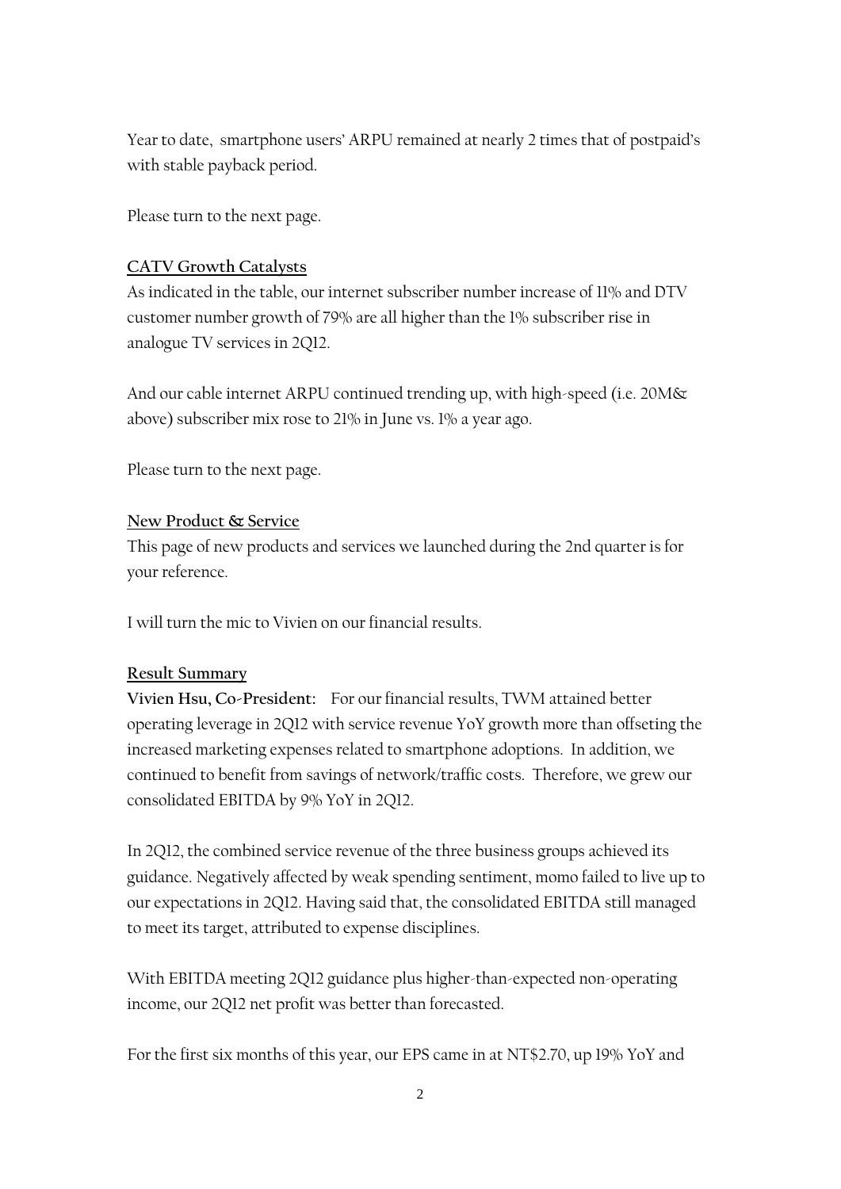Year to date, smartphone users' ARPU remained at nearly 2 times that of postpaid's with stable payback period.

Please turn to the next page.

**CATV Growth Catalysts**

As indicated in the table, our internet subscriber number increase of 11% and DTV customer number growth of 79% are all higher than the 1% subscriber rise in analogue TV services in 2Q12.

And our cable internet ARPU continued trending up, with high-speed (i.e. 20M& above) subscriber mix rose to 21% in June vs. 1% a year ago.

Please turn to the next page.

**New Product & Service**

This page of new products and services we launched during the 2nd quarter is for your reference.

I will turn the mic to Vivien on our financial results.

**Result Summary**

**Vivien Hsu, Co-President:** For our financial results, TWM attained better operating leverage in 2Q12 with service revenue YoY growth more than offseting the increased marketing expenses related to smartphone adoptions. In addition, we continued to benefit from savings of network/traffic costs. Therefore, we grew our consolidated EBITDA by 9% YoY in 2Q12.

In 2Q12, the combined service revenue of the three business groups achieved its guidance. Negatively affected by weak spending sentiment, momo failed to live up to our expectations in 2Q12. Having said that, the consolidated EBITDA still managed to meet its target, attributed to expense disciplines.

With EBITDA meeting 2Q12 guidance plus higher-than-expected non-operating income, our 2Q12 net profit was better than forecasted.

For the first six months of this year, our EPS came in at NT$2.70, up 19% YoY and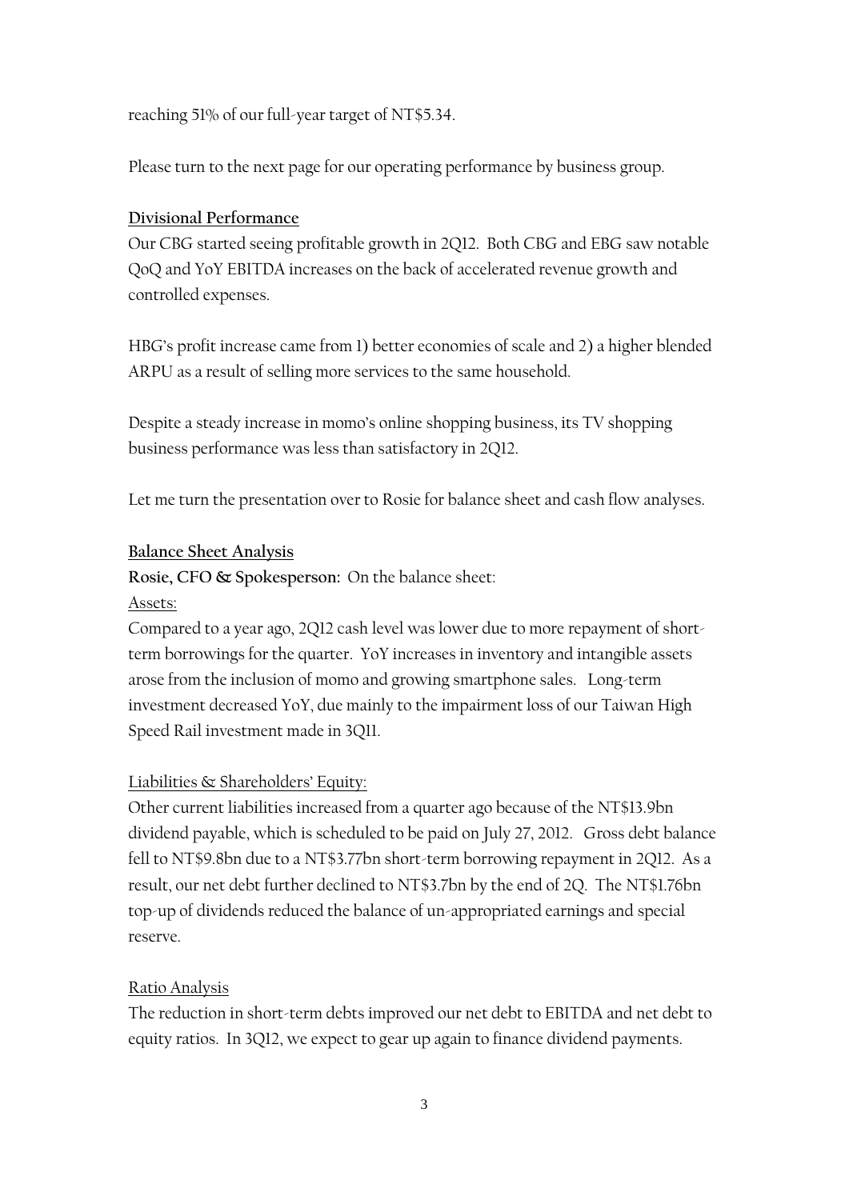reaching 51% of our full-year target of NT$5.34.

Please turn to the next page for our operating performance by business group.

**Divisional Performance**

Our CBG started seeing profitable growth in 2Q12. Both CBG and EBG saw notable QoQ and YoY EBITDA increases on the back of accelerated revenue growth and controlled expenses.

HBG's profit increase came from 1) better economies of scale and 2) a higher blended ARPU as a result of selling more services to the same household.

Despite a steady increase in momo's online shopping business, its TV shopping business performance was less than satisfactory in 2Q12.

Let me turn the presentation over to Rosie for balance sheet and cash flow analyses.

**Balance Sheet Analysis**

**Rosie, CFO & Spokesperson:** On the balance sheet:

Assets:

Compared to a year ago, 2Q12 cash level was lower due to more repayment of short-term borrowings for the quarter. YoY increases in inventory and intangible assets arose from the inclusion of momo and growing smartphone sales. Long-term investment decreased YoY, due mainly to the impairment loss of our Taiwan High Speed Rail investment made in 3Q11.

Liabilities & Shareholders' Equity:

Other current liabilities increased from a quarter ago because of the NT$13.9bn dividend payable, which is scheduled to be paid on July 27, 2012. Gross debt balance fell to NT$9.8bn due to a NT$3.77bn short-term borrowing repayment in 2Q12. As a result, our net debt further declined to NT$3.7bn by the end of 2Q. The NT$1.76bn top-up of dividends reduced the balance of un-appropriated earnings and special reserve.

Ratio Analysis

The reduction in short-term debts improved our net debt to EBITDA and net debt to equity ratios. In 3Q12, we expect to gear up again to finance dividend payments.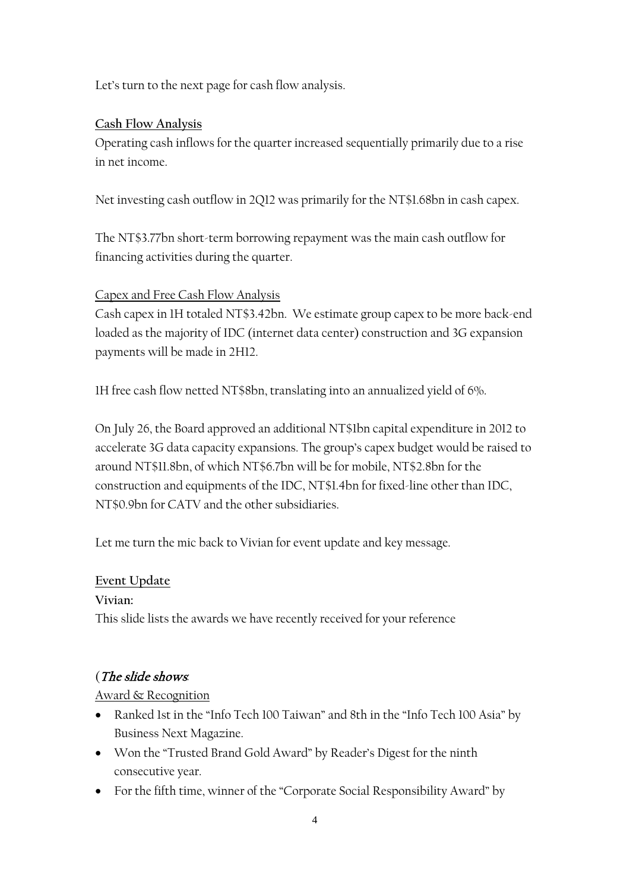Let's turn to the next page for cash flow analysis.

**Cash Flow Analysis**

Operating cash inflows for the quarter increased sequentially primarily due to a rise in net income.

Net investing cash outflow in 2Q12 was primarily for the NT$1.68bn in cash capex.

The NT$3.77bn short-term borrowing repayment was the main cash outflow for financing activities during the quarter.

Capex and Free Cash Flow Analysis

Cash capex in 1H totaled NT$3.42bn. We estimate group capex to be more back-end loaded as the majority of IDC (internet data center) construction and 3G expansion payments will be made in 2H12.

1H free cash flow netted NT$8bn, translating into an annualized yield of 6%.

On July 26, the Board approved an additional NT$1bn capital expenditure in 2012 to accelerate 3G data capacity expansions. The group's capex budget would be raised to around NT$11.8bn, of which NT$6.7bn will be for mobile, NT$2.8bn for the construction and equipments of the IDC, NT$1.4bn for fixed-line other than IDC, NT$0.9bn for CATV and the other subsidiaries.

Let me turn the mic back to Vivian for event update and key message.

**Event Update**

**Vivian:**

This slide lists the awards we have recently received for your reference

(*The slide shows*:

Award & Recognition

- Ranked 1st in the "Info Tech 100 Taiwan" and 8th in the "Info Tech 100 Asia" by Business Next Magazine.
- Won the "Trusted Brand Gold Award" by Reader's Digest for the ninth consecutive year.
- For the fifth time, winner of the "Corporate Social Responsibility Award" by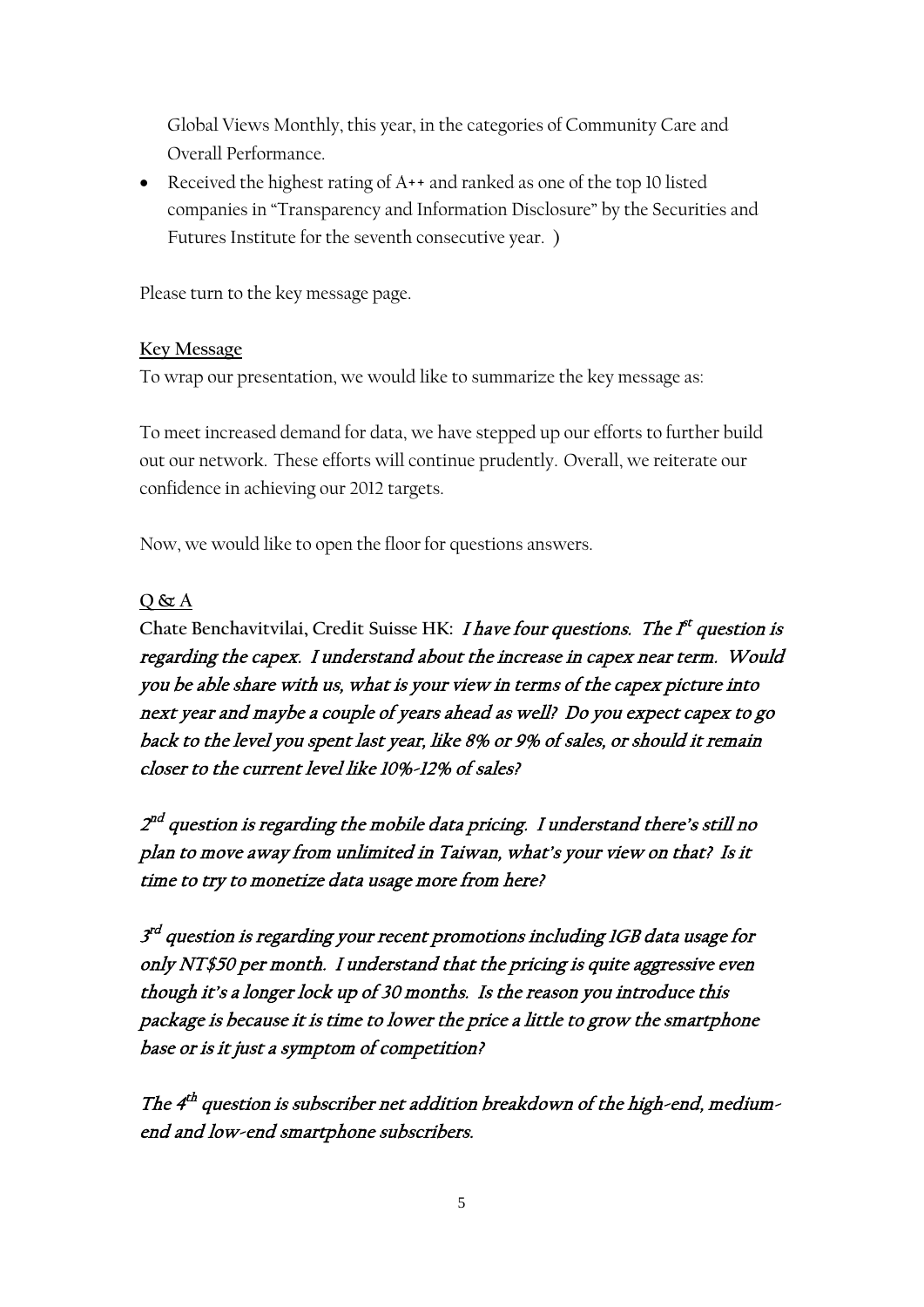Global Views Monthly, this year, in the categories of Community Care and Overall Performance.

- Received the highest rating of A++ and ranked as one of the top 10 listed companies in "Transparency and Information Disclosure" by the Securities and Futures Institute for the seventh consecutive year. )

Please turn to the key message page.

**Key Message**

To wrap our presentation, we would like to summarize the key message as:

To meet increased demand for data, we have stepped up our efforts to further build out our network. These efforts will continue prudently. Overall, we reiterate our confidence in achieving our 2012 targets.

Now, we would like to open the floor for questions answers.

**Q & A**

**Chate Benchavitvilai, Credit Suisse HK:** ***I have four questions. The 1st question is regarding the capex. I understand about the increase in capex near term. Would you be able share with us, what is your view in terms of the capex picture into next year and maybe a couple of years ahead as well? Do you expect capex to go back to the level you spent last year, like 8% or 9% of sales, or should it remain closer to the current level like 10%-12% of sales?***

***2nd question is regarding the mobile data pricing. I understand there's still no plan to move away from unlimited in Taiwan, what's your view on that? Is it time to try to monetize data usage more from here?***

***3rd question is regarding your recent promotions including 1GB data usage for only NT$50 per month. I understand that the pricing is quite aggressive even though it's a longer lock up of 30 months. Is the reason you introduce this package is because it is time to lower the price a little to grow the smartphone base or is it just a symptom of competition?***

***The 4th question is subscriber net addition breakdown of the high-end, medium-end and low-end smartphone subscribers.***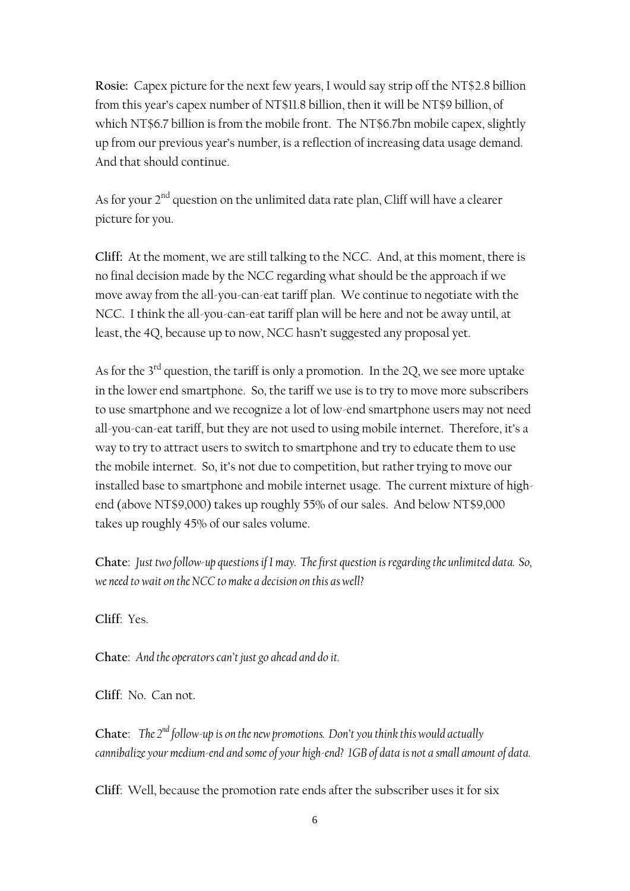**Rosie:** Capex picture for the next few years, I would say strip off the NT$2.8 billion from this year's capex number of NT$11.8 billion, then it will be NT$9 billion, of which NT$6.7 billion is from the mobile front. The NT$6.7bn mobile capex, slightly up from our previous year's number, is a reflection of increasing data usage demand. And that should continue.

As for your 2nd question on the unlimited data rate plan, Cliff will have a clearer picture for you.

**Cliff:** At the moment, we are still talking to the NCC. And, at this moment, there is no final decision made by the NCC regarding what should be the approach if we move away from the all-you-can-eat tariff plan. We continue to negotiate with the NCC. I think the all-you-can-eat tariff plan will be here and not be away until, at least, the 4Q, because up to now, NCC hasn't suggested any proposal yet.

As for the 3rd question, the tariff is only a promotion. In the 2Q, we see more uptake in the lower end smartphone. So, the tariff we use is to try to move more subscribers to use smartphone and we recognize a lot of low-end smartphone users may not need all-you-can-eat tariff, but they are not used to using mobile internet. Therefore, it's a way to try to attract users to switch to smartphone and try to educate them to use the mobile internet. So, it's not due to competition, but rather trying to move our installed base to smartphone and mobile internet usage. The current mixture of high-end (above NT$9,000) takes up roughly 55% of our sales. And below NT$9,000 takes up roughly 45% of our sales volume.

**Chate**: *Just two follow-up questions if I may. The first question is regarding the unlimited data. So, we need to wait on the NCC to make a decision on this as well?*

**Cliff**: Yes.

**Chate**: *And the operators can't just go ahead and do it.*

**Cliff**: No. Can not.

**Chate**: *The 2nd follow-up is on the new promotions. Don't you think this would actually cannibalize your medium-end and some of your high-end? 1GB of data is not a small amount of data.*

**Cliff**: Well, because the promotion rate ends after the subscriber uses it for six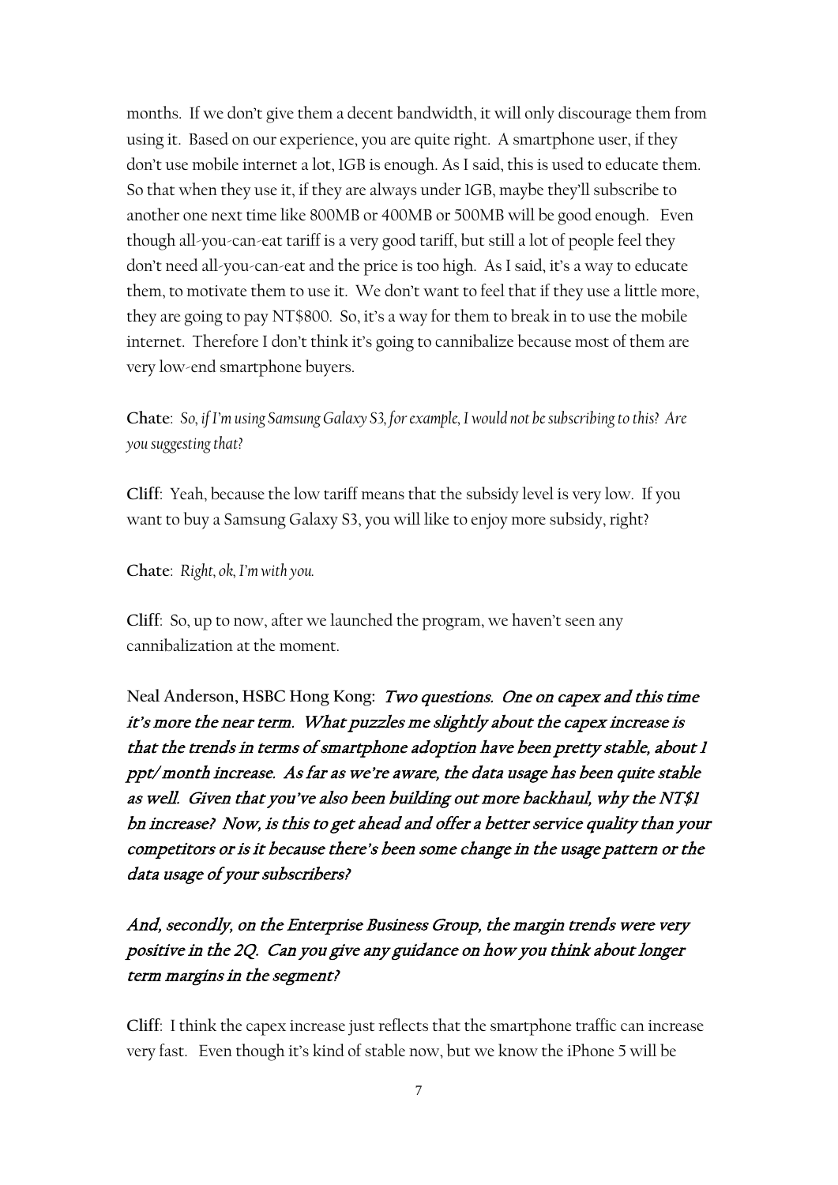months. If we don't give them a decent bandwidth, it will only discourage them from using it. Based on our experience, you are quite right. A smartphone user, if they don't use mobile internet a lot, 1GB is enough. As I said, this is used to educate them. So that when they use it, if they are always under 1GB, maybe they'll subscribe to another one next time like 800MB or 400MB or 500MB will be good enough. Even though all-you-can-eat tariff is a very good tariff, but still a lot of people feel they don't need all-you-can-eat and the price is too high. As I said, it's a way to educate them, to motivate them to use it. We don't want to feel that if they use a little more, they are going to pay NT$800. So, it's a way for them to break in to use the mobile internet. Therefore I don't think it's going to cannibalize because most of them are very low-end smartphone buyers.

**Chate**: *So, if I'm using Samsung Galaxy S3, for example, I would not be subscribing to this? Are you suggesting that?*

**Cliff**: Yeah, because the low tariff means that the subsidy level is very low. If you want to buy a Samsung Galaxy S3, you will like to enjoy more subsidy, right?

**Chate**: *Right, ok, I'm with you.*

**Cliff**: So, up to now, after we launched the program, we haven't seen any cannibalization at the moment.

**Neal Anderson, HSBC Hong Kong**: ***Two questions. One on capex and this time it's more the near term. What puzzles me slightly about the capex increase is that the trends in terms of smartphone adoption have been pretty stable, about 1 ppt/ month increase. As far as we're aware, the data usage has been quite stable as well. Given that you've also been building out more backhaul, why the NT$1 bn increase? Now, is this to get ahead and offer a better service quality than your competitors or is it because there's been some change in the usage pattern or the data usage of your subscribers?***

***And, secondly, on the Enterprise Business Group, the margin trends were very positive in the 2Q. Can you give any guidance on how you think about longer term margins in the segment?***

**Cliff**: I think the capex increase just reflects that the smartphone traffic can increase very fast. Even though it's kind of stable now, but we know the iPhone 5 will be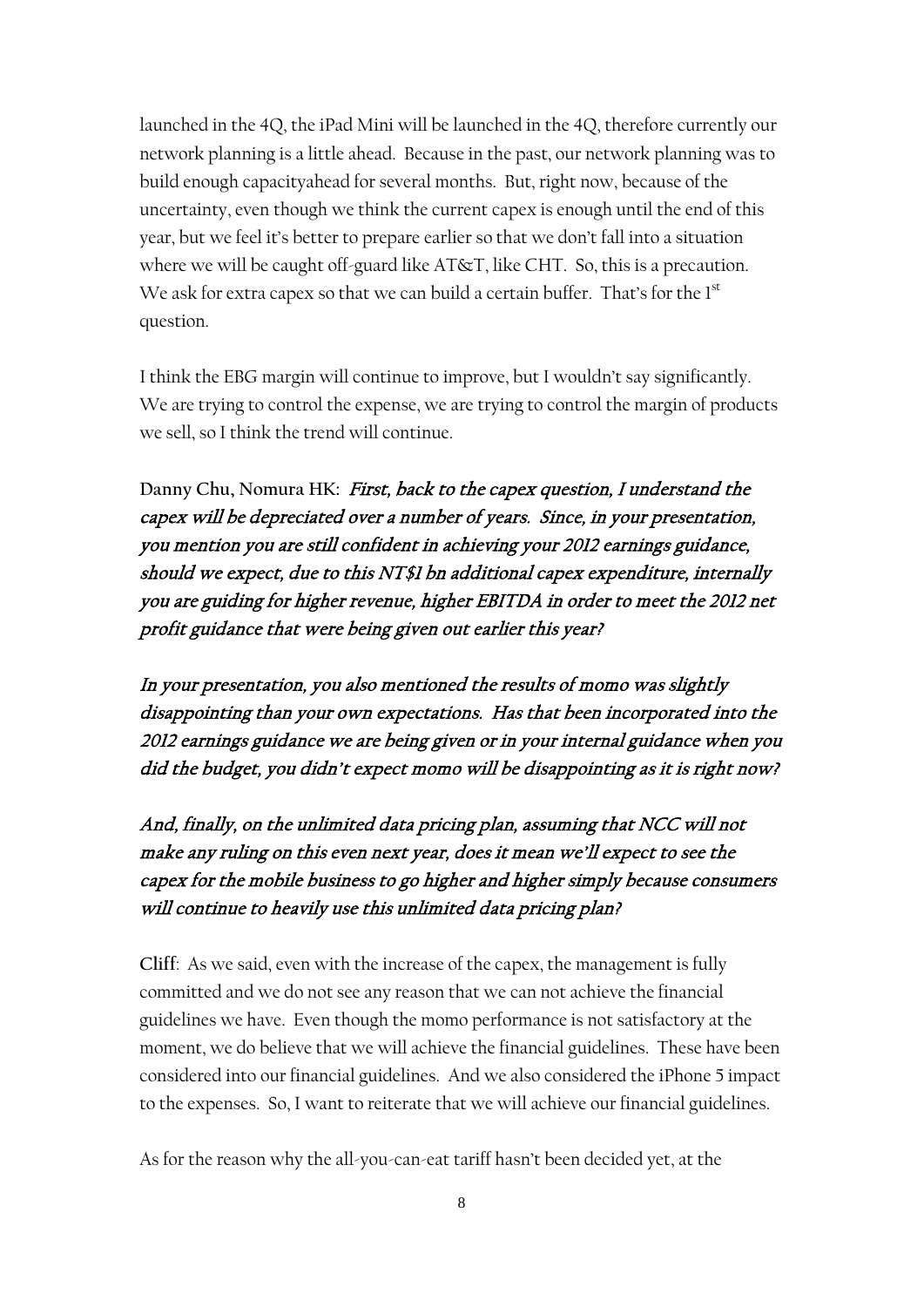launched in the 4Q, the iPad Mini will be launched in the 4Q, therefore currently our network planning is a little ahead. Because in the past, our network planning was to build enough capacityahead for several months. But, right now, because of the uncertainty, even though we think the current capex is enough until the end of this year, but we feel it's better to prepare earlier so that we don't fall into a situation where we will be caught off-guard like AT&T, like CHT. So, this is a precaution. We ask for extra capex so that we can build a certain buffer. That's for the 1st question.

I think the EBG margin will continue to improve, but I wouldn't say significantly. We are trying to control the expense, we are trying to control the margin of products we sell, so I think the trend will continue.

**Danny Chu, Nomura HK:** ***First, back to the capex question, I understand the capex will be depreciated over a number of years. Since, in your presentation, you mention you are still confident in achieving your 2012 earnings guidance, should we expect, due to this NT$1 bn additional capex expenditure, internally you are guiding for higher revenue, higher EBITDA in order to meet the 2012 net profit guidance that were being given out earlier this year?***

***In your presentation, you also mentioned the results of momo was slightly disappointing than your own expectations. Has that been incorporated into the 2012 earnings guidance we are being given or in your internal guidance when you did the budget, you didn't expect momo will be disappointing as it is right now?***

***And, finally, on the unlimited data pricing plan, assuming that NCC will not make any ruling on this even next year, does it mean we'll expect to see the capex for the mobile business to go higher and higher simply because consumers will continue to heavily use this unlimited data pricing plan?***

**Cliff**: As we said, even with the increase of the capex, the management is fully committed and we do not see any reason that we can not achieve the financial guidelines we have. Even though the momo performance is not satisfactory at the moment, we do believe that we will achieve the financial guidelines. These have been considered into our financial guidelines. And we also considered the iPhone 5 impact to the expenses. So, I want to reiterate that we will achieve our financial guidelines.

As for the reason why the all-you-can-eat tariff hasn't been decided yet, at the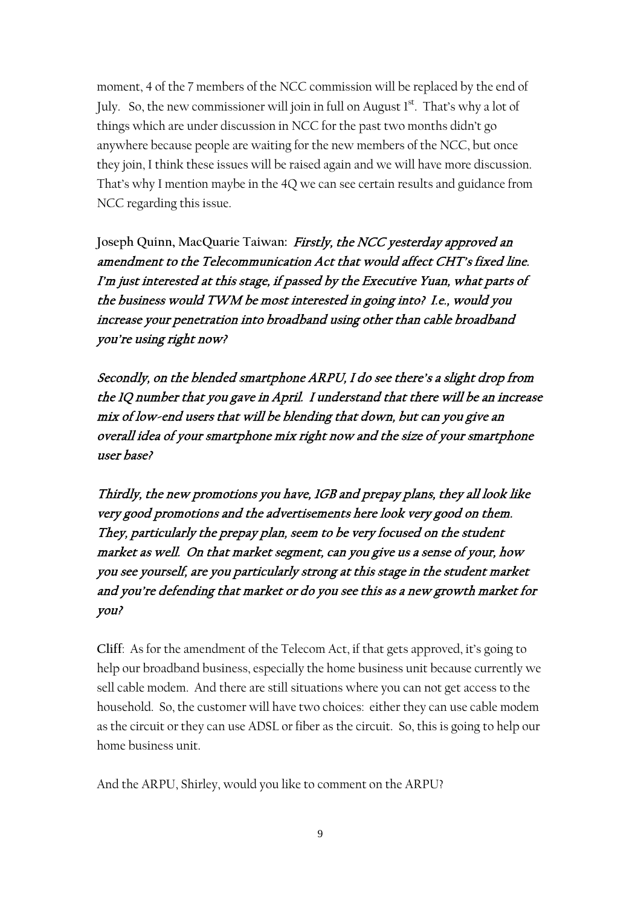moment, 4 of the 7 members of the NCC commission will be replaced by the end of July. So, the new commissioner will join in full on August 1st. That's why a lot of things which are under discussion in NCC for the past two months didn't go anywhere because people are waiting for the new members of the NCC, but once they join, I think these issues will be raised again and we will have more discussion. That's why I mention maybe in the 4Q we can see certain results and guidance from NCC regarding this issue.

**Joseph Quinn, MacQuarie Taiwan:** ***Firstly, the NCC yesterday approved an amendment to the Telecommunication Act that would affect CHT's fixed line. I'm just interested at this stage, if passed by the Executive Yuan, what parts of the business would TWM be most interested in going into? I.e., would you increase your penetration into broadband using other than cable broadband you're using right now?***

***Secondly, on the blended smartphone ARPU, I do see there's a slight drop from the 1Q number that you gave in April. I understand that there will be an increase mix of low-end users that will be blending that down, but can you give an overall idea of your smartphone mix right now and the size of your smartphone user base?***

***Thirdly, the new promotions you have, 1GB and prepay plans, they all look like very good promotions and the advertisements here look very good on them. They, particularly the prepay plan, seem to be very focused on the student market as well. On that market segment, can you give us a sense of your, how you see yourself, are you particularly strong at this stage in the student market and you're defending that market or do you see this as a new growth market for you?***

**Cliff**: As for the amendment of the Telecom Act, if that gets approved, it's going to help our broadband business, especially the home business unit because currently we sell cable modem. And there are still situations where you can not get access to the household. So, the customer will have two choices: either they can use cable modem as the circuit or they can use ADSL or fiber as the circuit. So, this is going to help our home business unit.

And the ARPU, Shirley, would you like to comment on the ARPU?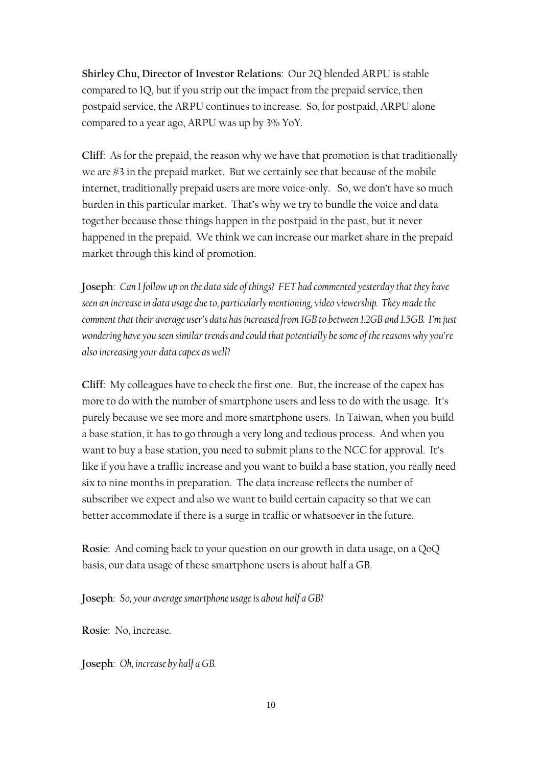**Shirley Chu, Director of Investor Relations**: Our 2Q blended ARPU is stable compared to 1Q, but if you strip out the impact from the prepaid service, then postpaid service, the ARPU continues to increase. So, for postpaid, ARPU alone compared to a year ago, ARPU was up by 3% YoY.

**Cliff**: As for the prepaid, the reason why we have that promotion is that traditionally we are #3 in the prepaid market. But we certainly see that because of the mobile internet, traditionally prepaid users are more voice-only. So, we don't have so much burden in this particular market. That's why we try to bundle the voice and data together because those things happen in the postpaid in the past, but it never happened in the prepaid. We think we can increase our market share in the prepaid market through this kind of promotion.

**Joseph**: *Can I follow up on the data side of things? FET had commented yesterday that they have seen an increase in data usage due to, particularly mentioning, video viewership. They made the comment that their average user's data has increased from 1GB to between 1.2GB and 1.5GB. I'm just wondering have you seen similar trends and could that potentially be some of the reasons why you're also increasing your data capex as well?*

**Cliff**: My colleagues have to check the first one. But, the increase of the capex has more to do with the number of smartphone users and less to do with the usage. It's purely because we see more and more smartphone users. In Taiwan, when you build a base station, it has to go through a very long and tedious process. And when you want to buy a base station, you need to submit plans to the NCC for approval. It's like if you have a traffic increase and you want to build a base station, you really need six to nine months in preparation. The data increase reflects the number of subscriber we expect and also we want to build certain capacity so that we can better accommodate if there is a surge in traffic or whatsoever in the future.

**Rosie**: And coming back to your question on our growth in data usage, on a QoQ basis, our data usage of these smartphone users is about half a GB.

**Joseph**: *So, your average smartphone usage is about half a GB?*

**Rosie**: No, increase.

**Joseph**: *Oh, increase by half a GB.*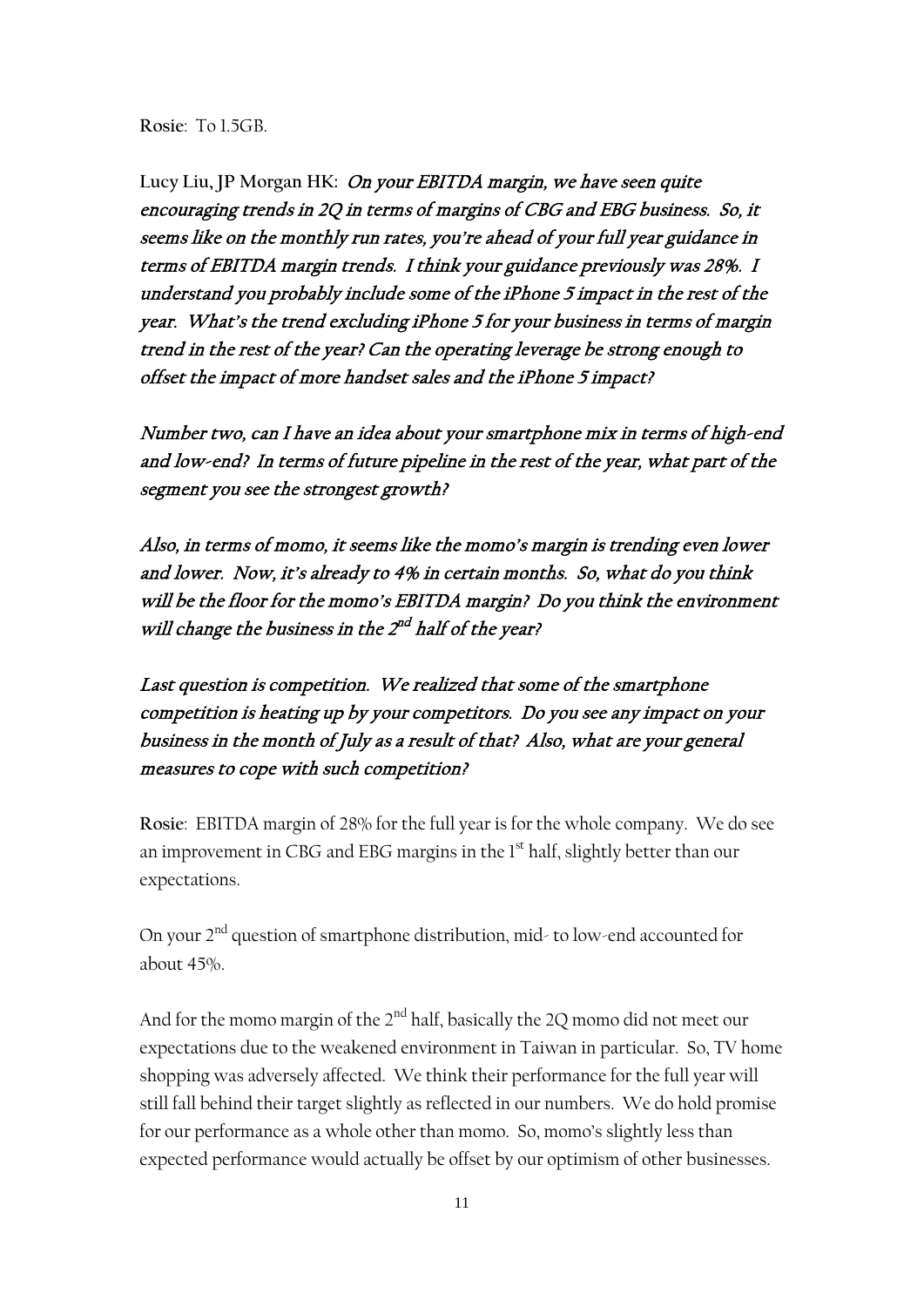**Rosie**: To 1.5GB.

**Lucy Liu, JP Morgan HK**: *On your EBITDA margin, we have seen quite encouraging trends in 2Q in terms of margins of CBG and EBG business. So, it seems like on the monthly run rates, you're ahead of your full year guidance in terms of EBITDA margin trends. I think your guidance previously was 28%. I understand you probably include some of the iPhone 5 impact in the rest of the year. What's the trend excluding iPhone 5 for your business in terms of margin trend in the rest of the year? Can the operating leverage be strong enough to offset the impact of more handset sales and the iPhone 5 impact?*

*Number two, can I have an idea about your smartphone mix in terms of high-end and low-end? In terms of future pipeline in the rest of the year, what part of the segment you see the strongest growth?*

*Also, in terms of momo, it seems like the momo's margin is trending even lower and lower. Now, it's already to 4% in certain months. So, what do you think will be the floor for the momo's EBITDA margin? Do you think the environment will change the business in the 2nd half of the year?*

*Last question is competition. We realized that some of the smartphone competition is heating up by your competitors. Do you see any impact on your business in the month of July as a result of that? Also, what are your general measures to cope with such competition?*

**Rosie**: EBITDA margin of 28% for the full year is for the whole company. We do see an improvement in CBG and EBG margins in the 1st half, slightly better than our expectations.

On your 2nd question of smartphone distribution, mid- to low-end accounted for about 45%.

And for the momo margin of the 2nd half, basically the 2Q momo did not meet our expectations due to the weakened environment in Taiwan in particular. So, TV home shopping was adversely affected. We think their performance for the full year will still fall behind their target slightly as reflected in our numbers. We do hold promise for our performance as a whole other than momo. So, momo's slightly less than expected performance would actually be offset by our optimism of other businesses.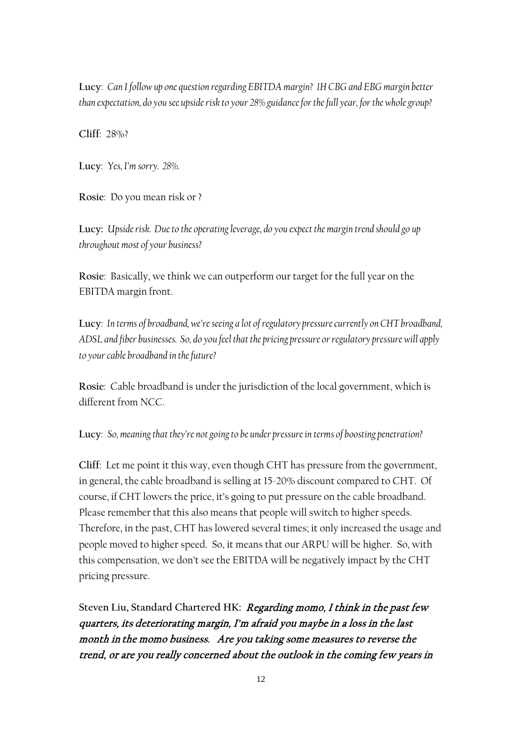**Lucy**: *Can I follow up one question regarding EBITDA margin? 1H CBG and EBG margin better than expectation, do you see upside risk to your 28% guidance for the full year, for the whole group?*

**Cliff**: 28%?

**Lucy**: *Yes, I'm sorry. 28%.*

**Rosie**: Do you mean risk or ?

**Lucy:** *Upside risk. Due to the operating leverage, do you expect the margin trend should go up throughout most of your business?*

**Rosie**: Basically, we think we can outperform our target for the full year on the EBITDA margin front.

**Lucy**: *In terms of broadband, we're seeing a lot of regulatory pressure currently on CHT broadband, ADSL and fiber businesses. So, do you feel that the pricing pressure or regulatory pressure will apply to your cable broadband in the future?*

**Rosie**: Cable broadband is under the jurisdiction of the local government, which is different from NCC.

**Lucy**: *So, meaning that they're not going to be under pressure in terms of boosting penetration?*

**Cliff**: Let me point it this way, even though CHT has pressure from the government, in general, the cable broadband is selling at 15-20% discount compared to CHT. Of course, if CHT lowers the price, it's going to put pressure on the cable broadband. Please remember that this also means that people will switch to higher speeds. Therefore, in the past, CHT has lowered several times; it only increased the usage and people moved to higher speed. So, it means that our ARPU will be higher. So, with this compensation, we don't see the EBITDA will be negatively impact by the CHT pricing pressure.

**Steven Liu, Standard Chartered HK:** ***Regarding momo, I think in the past few quarters, its deteriorating margin, I'm afraid you maybe in a loss in the last month in the momo business. Are you taking some measures to reverse the trend, or are you really concerned about the outlook in the coming few years in***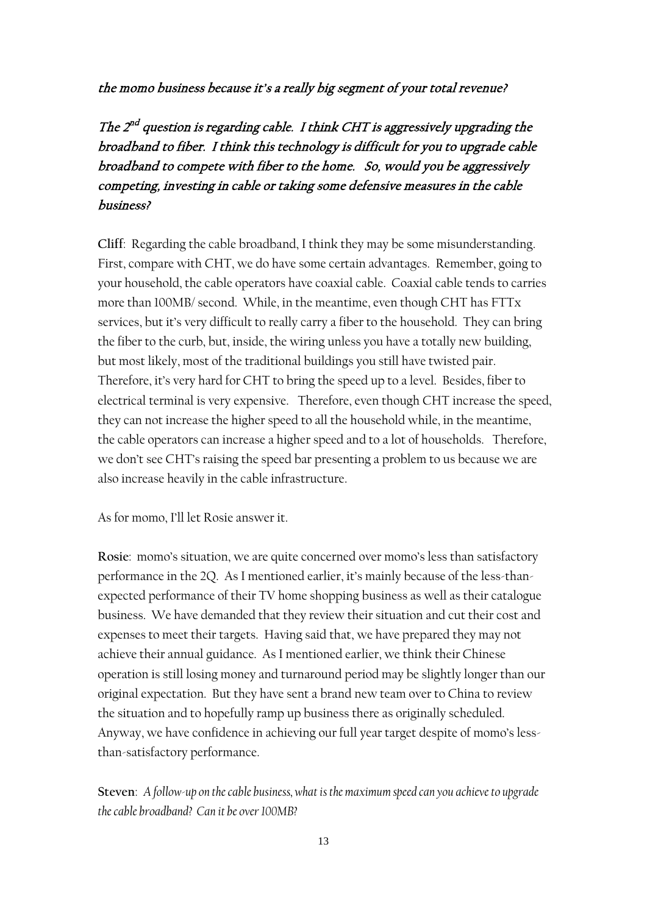*the momo business because it's a really big segment of your total revenue?*

*The 2nd question is regarding cable. I think CHT is aggressively upgrading the broadband to fiber. I think this technology is difficult for you to upgrade cable broadband to compete with fiber to the home. So, would you be aggressively competing, investing in cable or taking some defensive measures in the cable business?*

**Cliff**: Regarding the cable broadband, I think they may be some misunderstanding. First, compare with CHT, we do have some certain advantages. Remember, going to your household, the cable operators have coaxial cable. Coaxial cable tends to carries more than 100MB/ second. While, in the meantime, even though CHT has FTTx services, but it's very difficult to really carry a fiber to the household. They can bring the fiber to the curb, but, inside, the wiring unless you have a totally new building, but most likely, most of the traditional buildings you still have twisted pair. Therefore, it's very hard for CHT to bring the speed up to a level. Besides, fiber to electrical terminal is very expensive. Therefore, even though CHT increase the speed, they can not increase the higher speed to all the household while, in the meantime, the cable operators can increase a higher speed and to a lot of households. Therefore, we don't see CHT's raising the speed bar presenting a problem to us because we are also increase heavily in the cable infrastructure.

As for momo, I'll let Rosie answer it.

**Rosie**: momo's situation, we are quite concerned over momo's less than satisfactory performance in the 2Q. As I mentioned earlier, it's mainly because of the less-than-expected performance of their TV home shopping business as well as their catalogue business. We have demanded that they review their situation and cut their cost and expenses to meet their targets. Having said that, we have prepared they may not achieve their annual guidance. As I mentioned earlier, we think their Chinese operation is still losing money and turnaround period may be slightly longer than our original expectation. But they have sent a brand new team over to China to review the situation and to hopefully ramp up business there as originally scheduled. Anyway, we have confidence in achieving our full year target despite of momo's less-than-satisfactory performance.

**Steven**: *A follow-up on the cable business, what is the maximum speed can you achieve to upgrade the cable broadband? Can it be over 100MB?*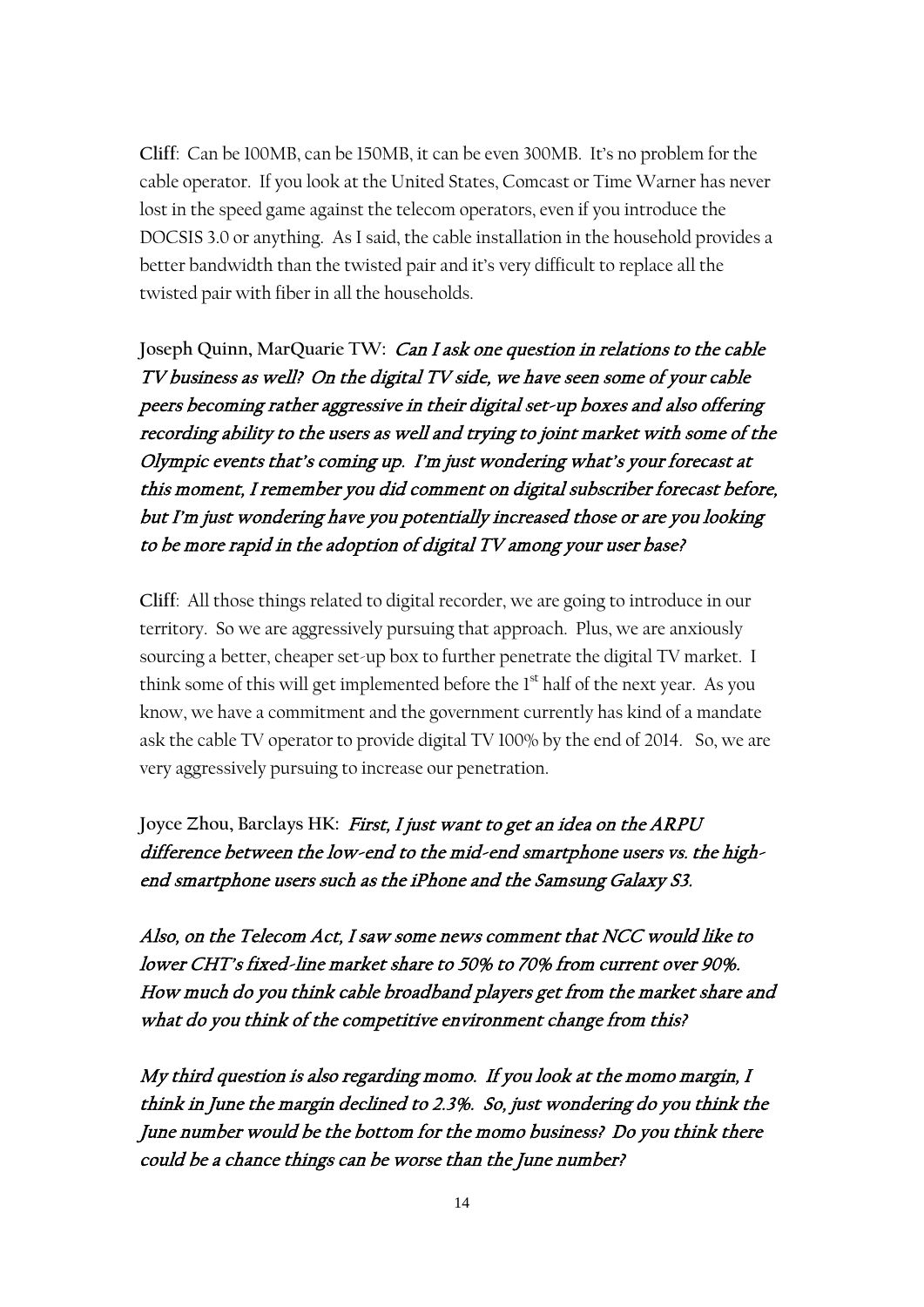**Cliff**: Can be 100MB, can be 150MB, it can be even 300MB. It's no problem for the cable operator. If you look at the United States, Comcast or Time Warner has never lost in the speed game against the telecom operators, even if you introduce the DOCSIS 3.0 or anything. As I said, the cable installation in the household provides a better bandwidth than the twisted pair and it's very difficult to replace all the twisted pair with fiber in all the households.

**Joseph Quinn, MarQuarie TW:** *Can I ask one question in relations to the cable TV business as well? On the digital TV side, we have seen some of your cable peers becoming rather aggressive in their digital set-up boxes and also offering recording ability to the users as well and trying to joint market with some of the Olympic events that's coming up. I'm just wondering what's your forecast at this moment, I remember you did comment on digital subscriber forecast before, but I'm just wondering have you potentially increased those or are you looking to be more rapid in the adoption of digital TV among your user base?*

**Cliff**: All those things related to digital recorder, we are going to introduce in our territory. So we are aggressively pursuing that approach. Plus, we are anxiously sourcing a better, cheaper set-up box to further penetrate the digital TV market. I think some of this will get implemented before the 1st half of the next year. As you know, we have a commitment and the government currently has kind of a mandate ask the cable TV operator to provide digital TV 100% by the end of 2014. So, we are very aggressively pursuing to increase our penetration.

**Joyce Zhou, Barclays HK:** *First, I just want to get an idea on the ARPU difference between the low-end to the mid-end smartphone users vs. the high-end smartphone users such as the iPhone and the Samsung Galaxy S3.*

*Also, on the Telecom Act, I saw some news comment that NCC would like to lower CHT's fixed-line market share to 50% to 70% from current over 90%. How much do you think cable broadband players get from the market share and what do you think of the competitive environment change from this?*

*My third question is also regarding momo. If you look at the momo margin, I think in June the margin declined to 2.3%. So, just wondering do you think the June number would be the bottom for the momo business? Do you think there could be a chance things can be worse than the June number?*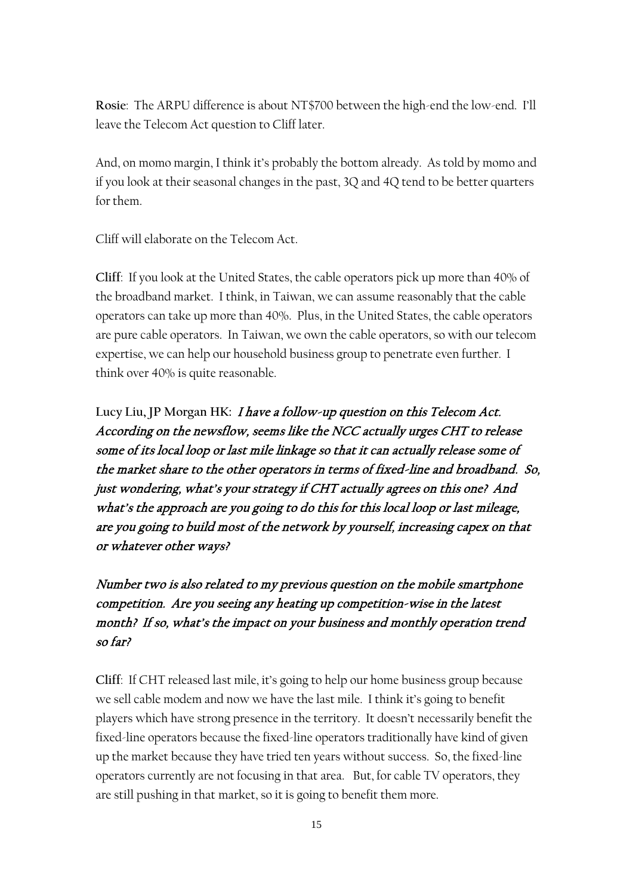**Rosie**: The ARPU difference is about NT$700 between the high-end the low-end. I'll leave the Telecom Act question to Cliff later.

And, on momo margin, I think it's probably the bottom already. As told by momo and if you look at their seasonal changes in the past, 3Q and 4Q tend to be better quarters for them.

Cliff will elaborate on the Telecom Act.

**Cliff**: If you look at the United States, the cable operators pick up more than 40% of the broadband market. I think, in Taiwan, we can assume reasonably that the cable operators can take up more than 40%. Plus, in the United States, the cable operators are pure cable operators. In Taiwan, we own the cable operators, so with our telecom expertise, we can help our household business group to penetrate even further. I think over 40% is quite reasonable.

**Lucy Liu, JP Morgan HK:** *I have a follow-up question on this Telecom Act. According on the newsflow, seems like the NCC actually urges CHT to release some of its local loop or last mile linkage so that it can actually release some of the market share to the other operators in terms of fixed-line and broadband. So, just wondering, what's your strategy if CHT actually agrees on this one? And what's the approach are you going to do this for this local loop or last mileage, are you going to build most of the network by yourself, increasing capex on that or whatever other ways?*

*Number two is also related to my previous question on the mobile smartphone competition. Are you seeing any heating up competition-wise in the latest month? If so, what's the impact on your business and monthly operation trend so far?*

**Cliff**: If CHT released last mile, it's going to help our home business group because we sell cable modem and now we have the last mile. I think it's going to benefit players which have strong presence in the territory. It doesn't necessarily benefit the fixed-line operators because the fixed-line operators traditionally have kind of given up the market because they have tried ten years without success. So, the fixed-line operators currently are not focusing in that area. But, for cable TV operators, they are still pushing in that market, so it is going to benefit them more.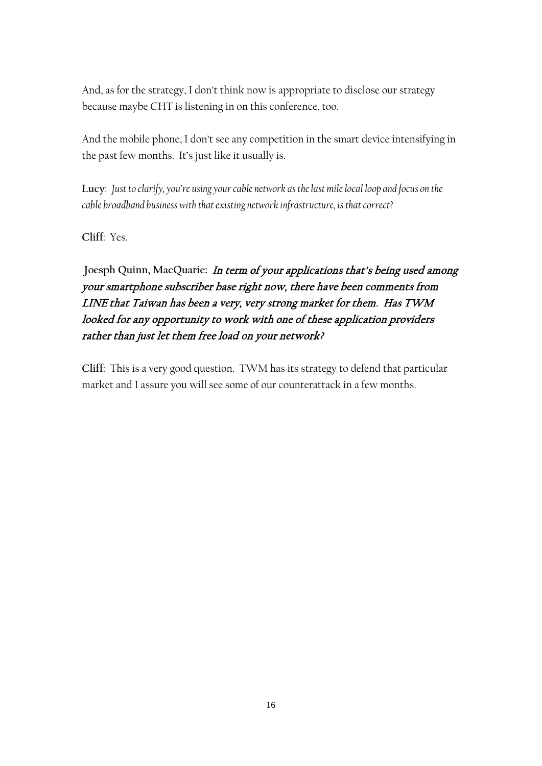And, as for the strategy, I don't think now is appropriate to disclose our strategy because maybe CHT is listening in on this conference, too.

And the mobile phone, I don't see any competition in the smart device intensifying in the past few months. It's just like it usually is.

**Lucy**: *Just to clarify, you're using your cable network as the last mile local loop and focus on the cable broadband business with that existing network infrastructure, is that correct?*

**Cliff**: Yes.

**Joesph Quinn, MacQuarie:** *In term of your applications that's being used among your smartphone subscriber base right now, there have been comments from LINE that Taiwan has been a very, very strong market for them. Has TWM looked for any opportunity to work with one of these application providers rather than just let them free load on your network?*

**Cliff**: This is a very good question. TWM has its strategy to defend that particular market and I assure you will see some of our counterattack in a few months.